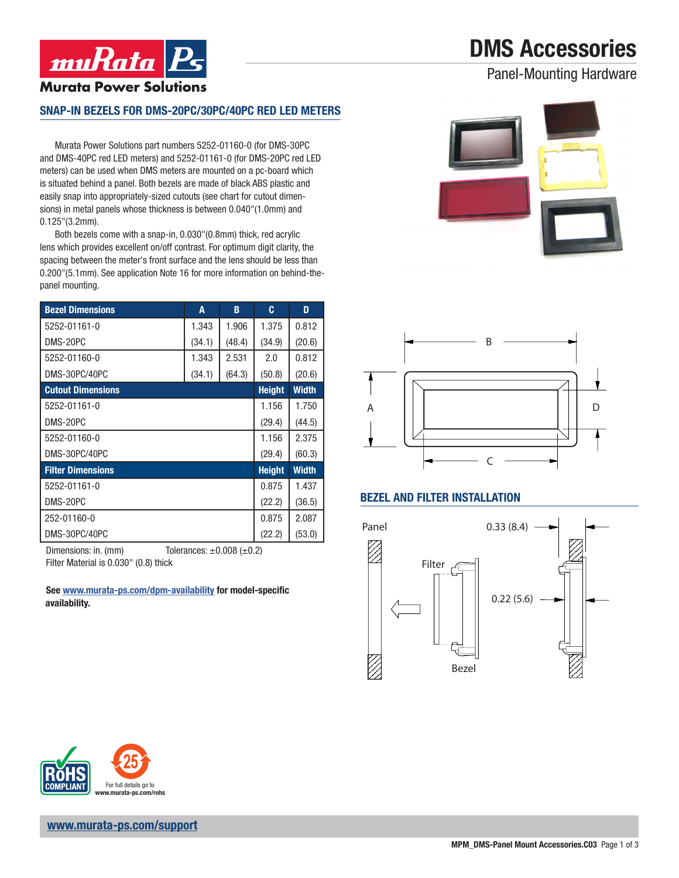# DMS Accessories

## Panel-Mounting Hardware

### SNAP-IN BEZELS FOR DMS-20PC/30PC/40PC RED LED METERS

Murata Power Solutions part numbers 5252-01160-0 (for DMS-30PC and DMS-40PC red LED meters) and 5252-01161-0 (for DMS-20PC red LED meters) can be used when DMS meters are mounted on a pc-board which is situated behind a panel. Both bezels are made of black ABS plastic and easily snap into appropriately-sized cutouts (see chart for cutout dimensions) in metal panels whose thickness is between 0.040"(1.0mm) and 0.125"(3.2mm).

Both bezels come with a snap-in, 0.030"(0.8mm) thick, red acrylic lens which provides excellent on/off contrast. For optimum digit clarity, the spacing between the meter's front surface and the lens should be less than 0.200"(5.1mm). See application Note 16 for more information on behind-the-panel mounting.

| Bezel Dimensions | A | B | C | D |
|---|---|---|---|---|
| 5252-01161-0 | 1.343 | 1.906 | 1.375 | 0.812 |
| DMS-20PC | (34.1) | (48.4) | (34.9) | (20.6) |
| 5252-01160-0 | 1.343 | 2.531 | 2.0 | 0.812 |
| DMS-30PC/40PC | (34.1) | (64.3) | (50.8) | (20.6) |
| **Cutout Dimensions** | | | **Height** | **Width** |
| 5252-01161-0 | | | 1.156 | 1.750 |
| DMS-20PC | | | (29.4) | (44.5) |
| 5252-01160-0 | | | 1.156 | 2.375 |
| DMS-30PC/40PC | | | (29.4) | (60.3) |
| **Filter Dimensions** | | | **Height** | **Width** |
| 5252-01161-0 | | | 0.875 | 1.437 |
| DMS-20PC | | | (22.2) | (36.5) |
| 252-01160-0 | | | 0.875 | 2.087 |
| DMS-30PC/40PC | | | (22.2) | (53.0) |

Dimensions: in. (mm) Tolerances: ±0.008 (±0.2)
Filter Material is 0.030" (0.8) thick

**See www.murata-ps.com/dpm-availability for model-specific availability.**

### BEZEL AND FILTER INSTALLATION

Panel | Filter | Bezel | 0.33 (8.4) | 0.22 (5.6)

For full details go to www.murata-ps.com/rohs

www.murata-ps.com/support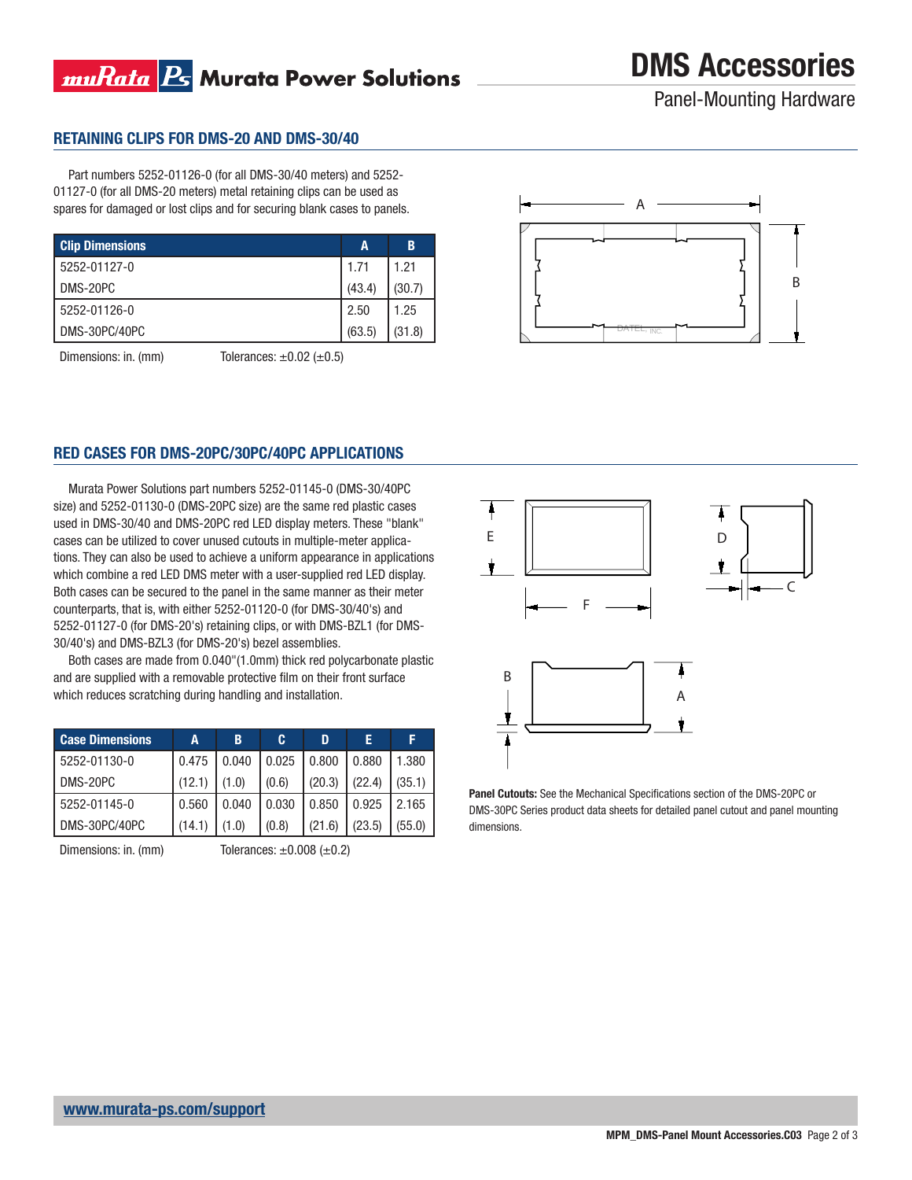## RETAINING CLIPS FOR DMS-20 AND DMS-30/40

Part numbers 5252-01126-0 (for all DMS-30/40 meters) and 5252-01127-0 (for all DMS-20 meters) metal retaining clips can be used as spares for damaged or lost clips and for securing blank cases to panels.

| Clip Dimensions | A | B |
|---|---|---|
| 5252-01127-0 | 1.71 | 1.21 |
| DMS-20PC | (43.4) | (30.7) |
| 5252-01126-0 | 2.50 | 1.25 |
| DMS-30PC/40PC | (63.5) | (31.8) |

Dimensions: in. (mm)     Tolerances: ±0.02 (±0.5)

## RED CASES FOR DMS-20PC/30PC/40PC APPLICATIONS

Murata Power Solutions part numbers 5252-01145-0 (DMS-30/40PC size) and 5252-01130-0 (DMS-20PC size) are the same red plastic cases used in DMS-30/40 and DMS-20PC red LED display meters. These "blank" cases can be utilized to cover unused cutouts in multiple-meter applications. They can also be used to achieve a uniform appearance in applications which combine a red LED DMS meter with a user-supplied red LED display. Both cases can be secured to the panel in the same manner as their meter counterparts, that is, with either 5252-01120-0 (for DMS-30/40's) and 5252-01127-0 (for DMS-20's) retaining clips, or with DMS-BZL1 (for DMS-30/40's) and DMS-BZL3 (for DMS-20's) bezel assemblies.

Both cases are made from 0.040"(1.0mm) thick red polycarbonate plastic and are supplied with a removable protective film on their front surface which reduces scratching during handling and installation.

| Case Dimensions | A | B | C | D | E | F |
|---|---|---|---|---|---|---|
| 5252-01130-0 | 0.475 | 0.040 | 0.025 | 0.800 | 0.880 | 1.380 |
| DMS-20PC | (12.1) | (1.0) | (0.6) | (20.3) | (22.4) | (35.1) |
| 5252-01145-0 | 0.560 | 0.040 | 0.030 | 0.850 | 0.925 | 2.165 |
| DMS-30PC/40PC | (14.1) | (1.0) | (0.8) | (21.6) | (23.5) | (55.0) |

Dimensions: in. (mm)     Tolerances: ±0.008 (±0.2)

**Panel Cutouts:** See the Mechanical Specifications section of the DMS-20PC or DMS-30PC Series product data sheets for detailed panel cutout and panel mounting dimensions.

www.murata-ps.com/support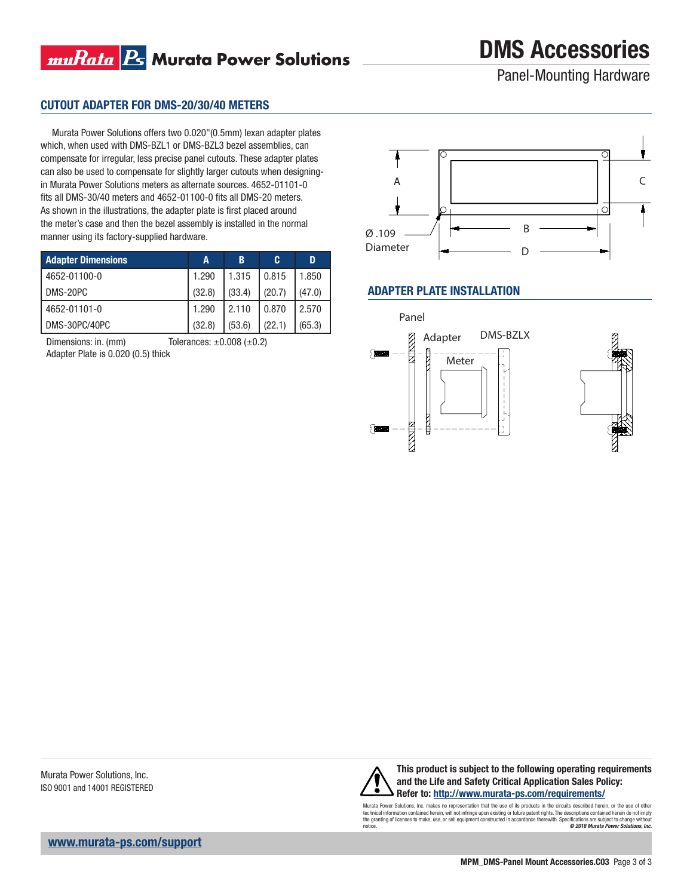## CUTOUT ADAPTER FOR DMS-20/30/40 METERS

Murata Power Solutions offers two 0.020"(0.5mm) lexan adapter plates which, when used with DMS-BZL1 or DMS-BZL3 bezel assemblies, can compensate for irregular, less precise panel cutouts. These adapter plates can also be used to compensate for slightly larger cutouts when designing-in Murata Power Solutions meters as alternate sources. 4652-01101-0 fits all DMS-30/40 meters and 4652-01100-0 fits all DMS-20 meters. As shown in the illustrations, the adapter plate is first placed around the meter's case and then the bezel assembly is installed in the normal manner using its factory-supplied hardware.

| Adapter Dimensions | A | B | C | D |
|---|---|---|---|---|
| 4652-01100-0 | 1.290 | 1.315 | 0.815 | 1.850 |
| DMS-20PC | (32.8) | (33.4) | (20.7) | (47.0) |
| 4652-01101-0 | 1.290 | 2.110 | 0.870 | 2.570 |
| DMS-30PC/40PC | (32.8) | (53.6) | (22.1) | (65.3) |

Dimensions: in. (mm) Tolerances: ±0.008 (±0.2)

Adapter Plate is 0.020 (0.5) thick

A

B

C

D

Ø .109 Diameter

## ADAPTER PLATE INSTALLATION

Panel

Adapter

DMS-BZLX

Meter

Murata Power Solutions, Inc.
ISO 9001 and 14001 REGISTERED

**This product is subject to the following operating requirements and the Life and Safety Critical Application Sales Policy: Refer to: http://www.murata-ps.com/requirements/**

Murata Power Solutions, Inc. makes no representation that the use of its products in the circuits described herein, or the use of other technical information contained herein, will not infringe upon existing or future patent rights. The descriptions contained herein do not imply the granting of licenses to make, use, or sell equipment constructed in accordance therewith. Specifications are subject to change without notice.

*© 2018 Murata Power Solutions, Inc.*

**www.murata-ps.com/support**